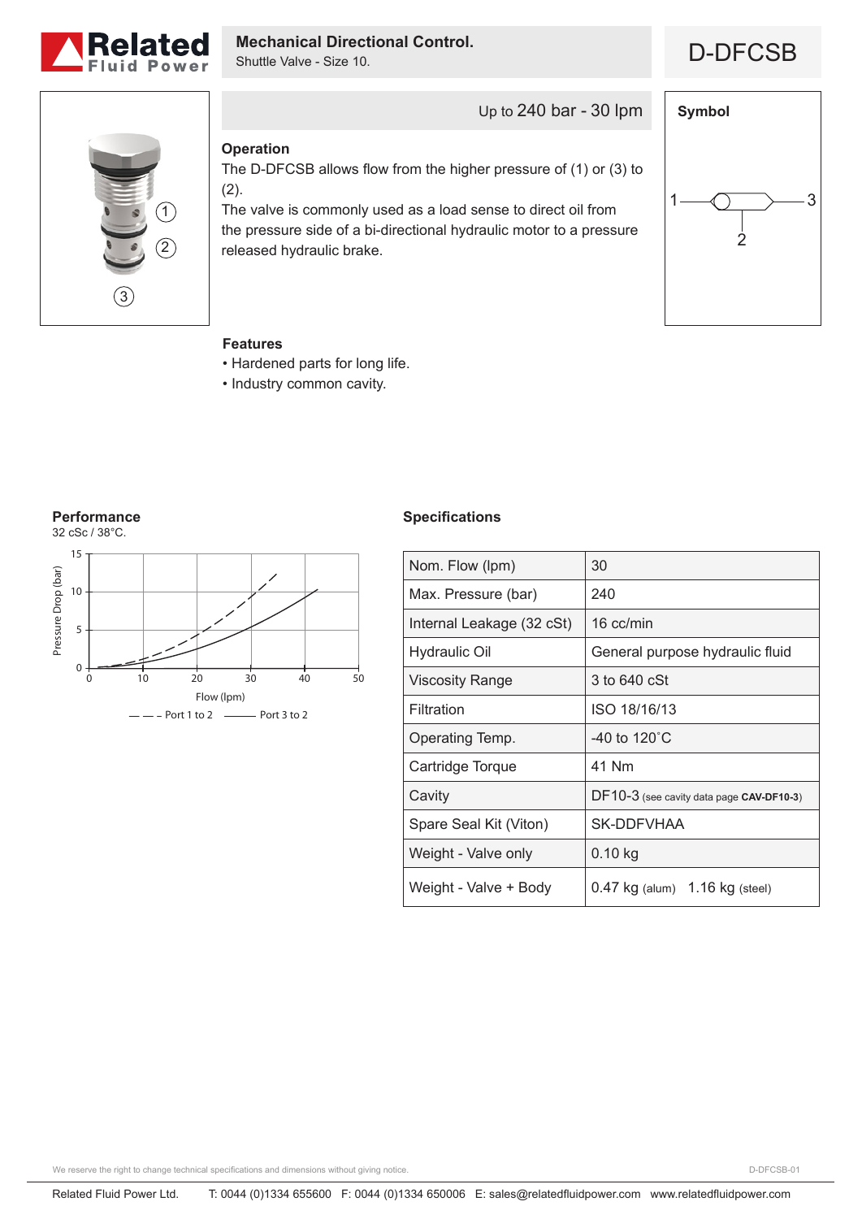# Mechanical Directional Control.

Shuttle Valve - Size 10.

# D-DFCSB

Up to 240 bar - 30 lpm

### Operation

The D-DFCSB allows flow from the higher pressure of (1) or (3) to (2).

The valve is commonly used as a load sense to direct oil from the pressure side of a bi-directional hydraulic motor to a pressure released hydraulic brake.

### Symbol

### Features

- Hardened parts for long life.
- Industry common cavity.

### Performance

32 cSc / 38°C.

Pressure Drop (bar) vs Flow (lpm)

— — – Port 1 to 2 ——— Port 3 to 2

### Specifications

| | |
|---|---|
| Nom. Flow (lpm) | 30 |
| Max. Pressure (bar) | 240 |
| Internal Leakage (32 cSt) | 16 cc/min |
| Hydraulic Oil | General purpose hydraulic fluid |
| Viscosity Range | 3 to 640 cSt |
| Filtration | ISO 18/16/13 |
| Operating Temp. | -40 to 120˚C |
| Cartridge Torque | 41 Nm |
| Cavity | DF10-3 (see cavity data page **CAV-DF10-3**) |
| Spare Seal Kit (Viton) | SK-DDFVHAA |
| Weight - Valve only | 0.10 kg |
| Weight - Valve + Body | 0.47 kg (alum) 1.16 kg (steel) |

We reserve the right to change technical specifications and dimensions without giving notice.

D-DFCSB-01

Related Fluid Power Ltd. T: 0044 (0)1334 655600 F: 0044 (0)1334 650006 E: sales@relatedfluidpower.com www.relatedfluidpower.com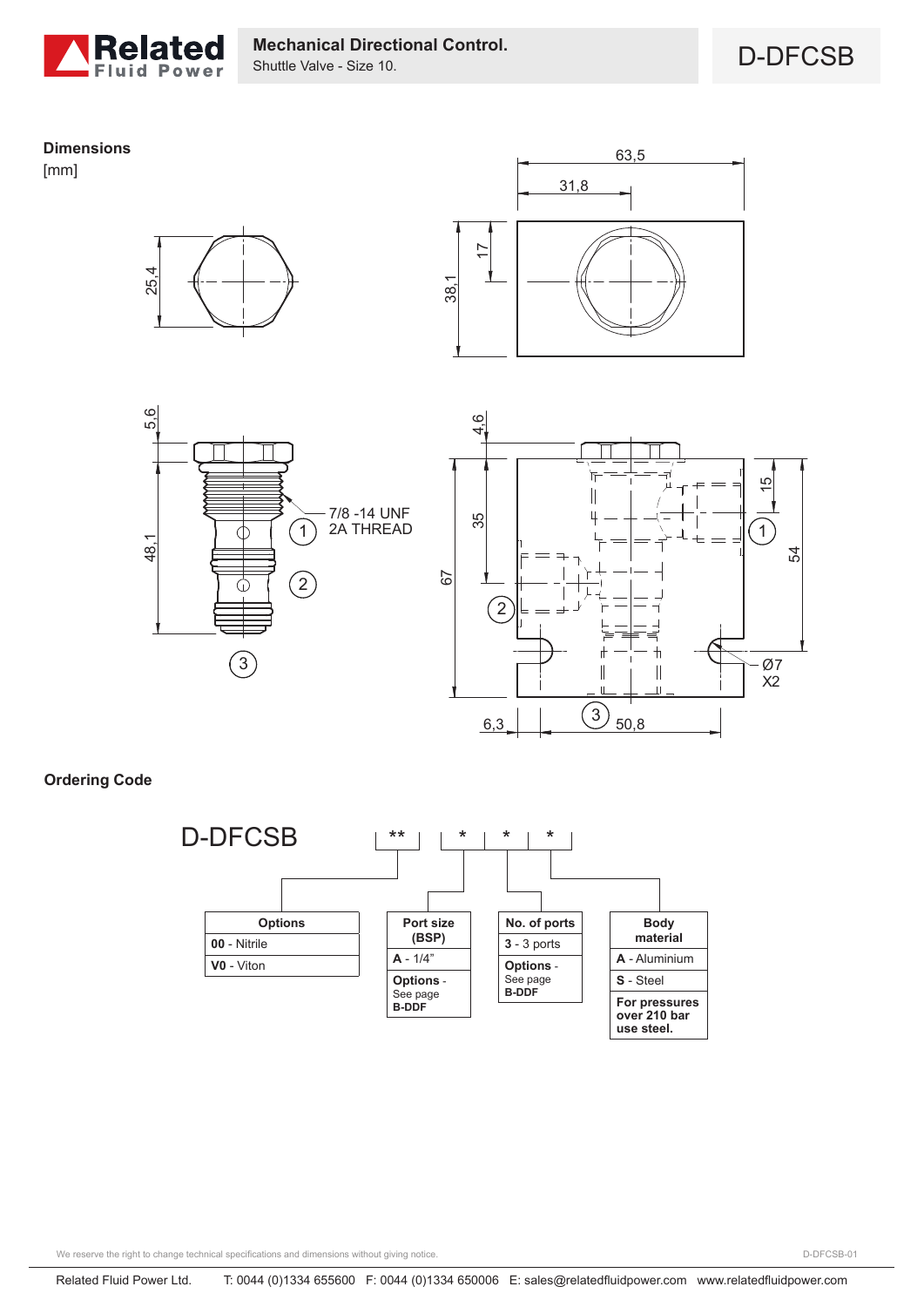## Dimensions

[mm]

63,5

31,8

25,4

38,1

17

5,6

48,1

7/8 -14 UNF
2A THREAD

1

2

3

4,6

35

67

15

54

Ø7
X2

6,3

50,8

## Ordering Code

D-DFCSB ** * * *

| Options | |
|---|---|
| **00** - Nitrile | |
| **V0** - Viton | |

| Port size (BSP) |
|---|
| **A** - 1/4" |
| **Options** - See page **B-DDF** |

| No. of ports |
|---|
| **3** - 3 ports |
| **Options** - See page **B-DDF** |

| Body material |
|---|
| **A** - Aluminium |
| **S** - Steel |
| **For pressures over 210 bar use steel.** |

We reserve the right to change technical specifications and dimensions without giving notice.

D-DFCSB-01